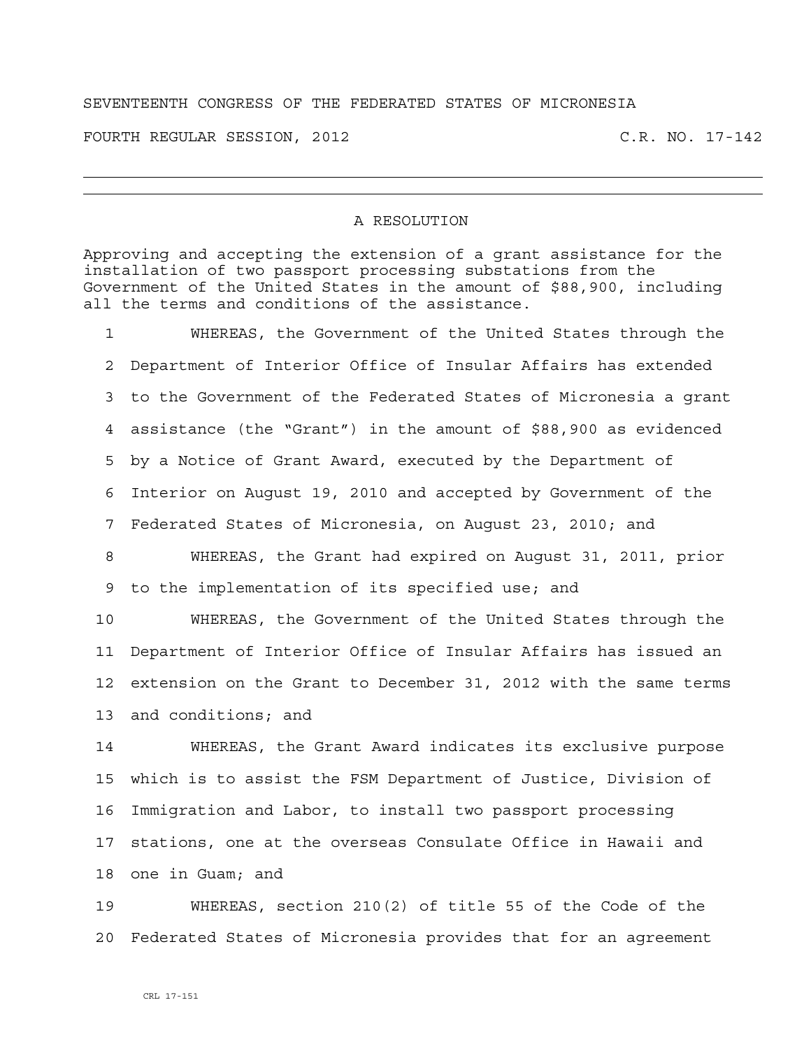SEVENTEENTH CONGRESS OF THE FEDERATED STATES OF MICRONESIA

FOURTH REGULAR SESSION, 2012 C.R. NO. 17-142

---

# A RESOLUTION

Approving and accepting the extension of a grant assistance for the installation of two passport processing substations from the Government of the United States in the amount of $88,900, including all the terms and conditions of the assistance.

1 WHEREAS, the Government of the United States through the
2 Department of Interior Office of Insular Affairs has extended
3 to the Government of the Federated States of Micronesia a grant
4 assistance (the "Grant") in the amount of $88,900 as evidenced
5 by a Notice of Grant Award, executed by the Department of
6 Interior on August 19, 2010 and accepted by Government of the
7 Federated States of Micronesia, on August 23, 2010; and
8 WHEREAS, the Grant had expired on August 31, 2011, prior
9 to the implementation of its specified use; and
10 WHEREAS, the Government of the United States through the
11 Department of Interior Office of Insular Affairs has issued an
12 extension on the Grant to December 31, 2012 with the same terms
13 and conditions; and
14 WHEREAS, the Grant Award indicates its exclusive purpose
15 which is to assist the FSM Department of Justice, Division of
16 Immigration and Labor, to install two passport processing
17 stations, one at the overseas Consulate Office in Hawaii and
18 one in Guam; and
19 WHEREAS, section 210(2) of title 55 of the Code of the
20 Federated States of Micronesia provides that for an agreement

CRL 17-151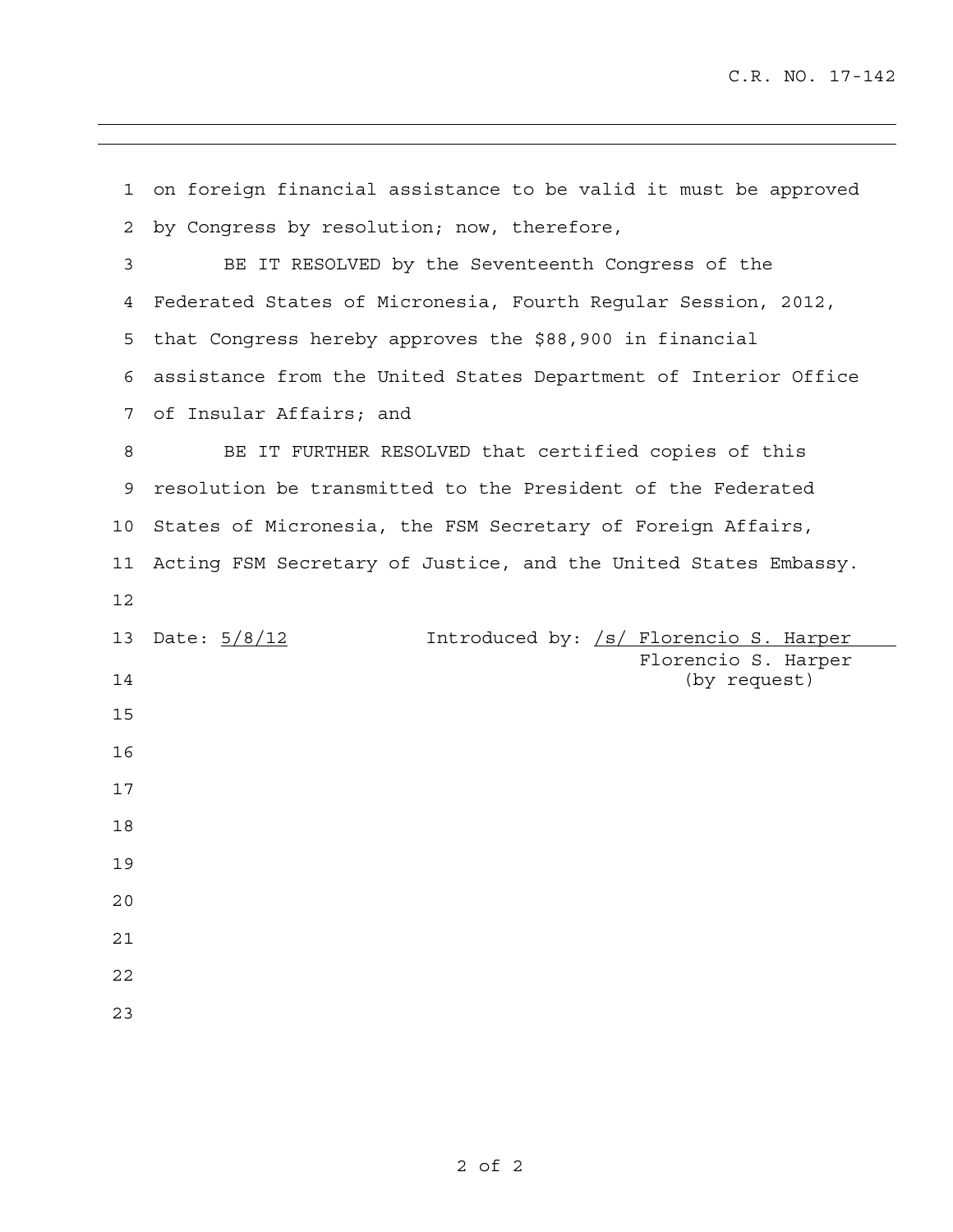on foreign financial assistance to be valid it must be approved by Congress by resolution; now, therefore,

BE IT RESOLVED by the Seventeenth Congress of the Federated States of Micronesia, Fourth Regular Session, 2012, that Congress hereby approves the $88,900 in financial assistance from the United States Department of Interior Office of Insular Affairs; and

BE IT FURTHER RESOLVED that certified copies of this resolution be transmitted to the President of the Federated States of Micronesia, the FSM Secretary of Foreign Affairs, Acting FSM Secretary of Justice, and the United States Embassy.

Date: 5/8/12

Introduced by: /s/ Florencio S. Harper
Florencio S. Harper
(by request)